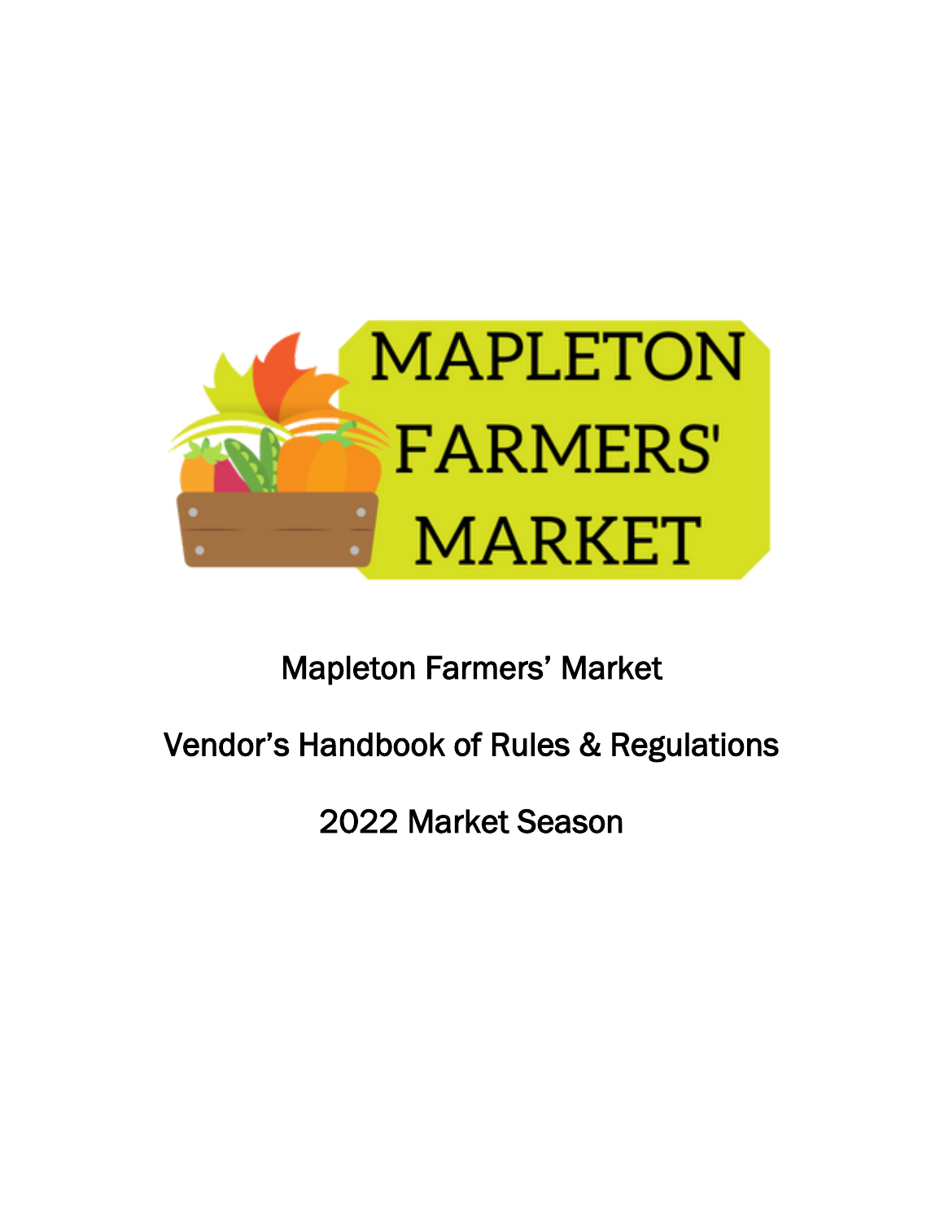# Mapleton Farmers' Market

## Vendor's Handbook of Rules & Regulations

## 2022 Market Season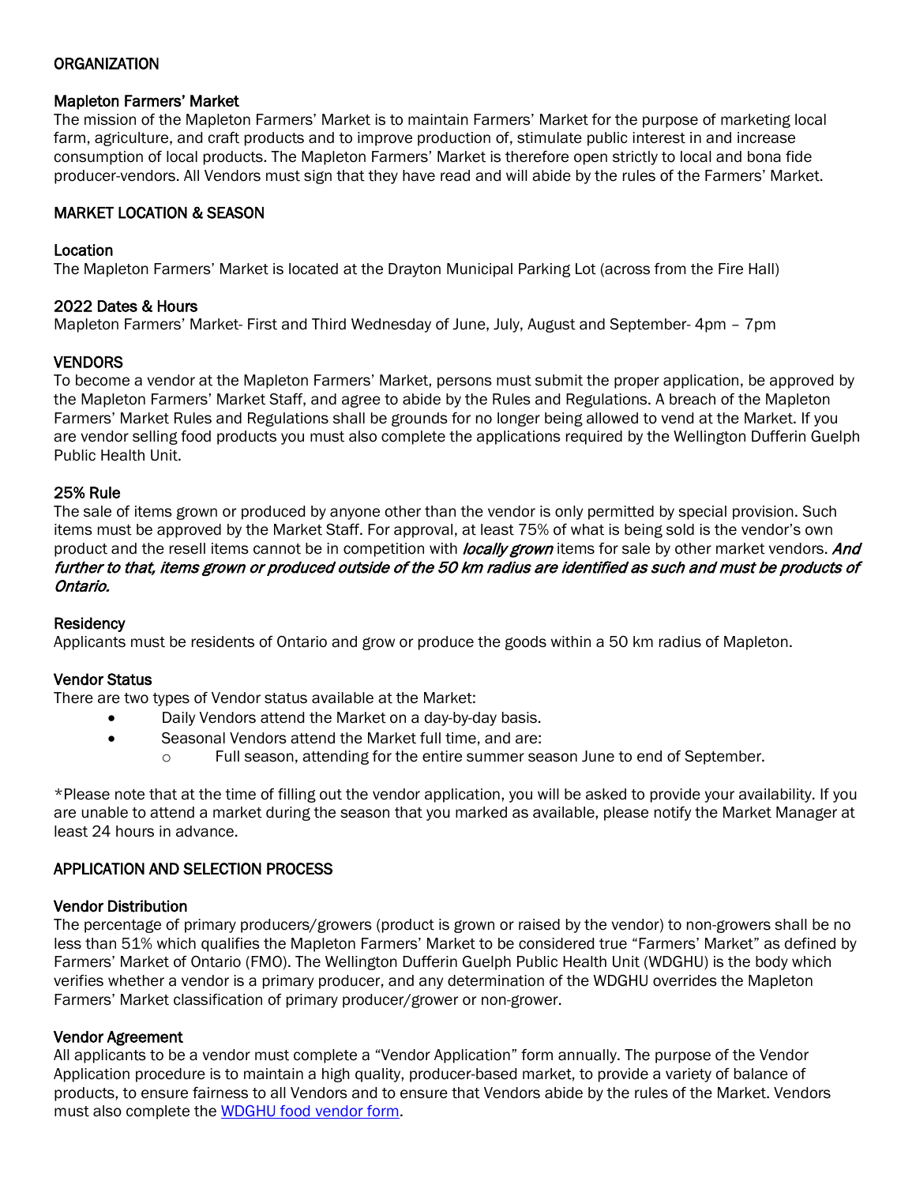## ORGANIZATION

### Mapleton Farmers' Market

The mission of the Mapleton Farmers' Market is to maintain Farmers' Market for the purpose of marketing local farm, agriculture, and craft products and to improve production of, stimulate public interest in and increase consumption of local products. The Mapleton Farmers' Market is therefore open strictly to local and bona fide producer-vendors. All Vendors must sign that they have read and will abide by the rules of the Farmers' Market.

## MARKET LOCATION & SEASON

### Location

The Mapleton Farmers' Market is located at the Drayton Municipal Parking Lot (across from the Fire Hall)

### 2022 Dates & Hours

Mapleton Farmers' Market- First and Third Wednesday of June, July, August and September- 4pm – 7pm

## VENDORS

To become a vendor at the Mapleton Farmers' Market, persons must submit the proper application, be approved by the Mapleton Farmers' Market Staff, and agree to abide by the Rules and Regulations. A breach of the Mapleton Farmers' Market Rules and Regulations shall be grounds for no longer being allowed to vend at the Market. If you are vendor selling food products you must also complete the applications required by the Wellington Dufferin Guelph Public Health Unit.

### 25% Rule

The sale of items grown or produced by anyone other than the vendor is only permitted by special provision. Such items must be approved by the Market Staff. For approval, at least 75% of what is being sold is the vendor's own product and the resell items cannot be in competition with *locally grown* items for sale by other market vendors. ***And further to that, items grown or produced outside of the 50 km radius are identified as such and must be products of Ontario.***

### Residency

Applicants must be residents of Ontario and grow or produce the goods within a 50 km radius of Mapleton.

### Vendor Status

There are two types of Vendor status available at the Market:

- Daily Vendors attend the Market on a day-by-day basis.
- Seasonal Vendors attend the Market full time, and are:
  - Full season, attending for the entire summer season June to end of September.

*Please note that at the time of filling out the vendor application, you will be asked to provide your availability. If you are unable to attend a market during the season that you marked as available, please notify the Market Manager at least 24 hours in advance.

## APPLICATION AND SELECTION PROCESS

### Vendor Distribution

The percentage of primary producers/growers (product is grown or raised by the vendor) to non-growers shall be no less than 51% which qualifies the Mapleton Farmers' Market to be considered true "Farmers' Market" as defined by Farmers' Market of Ontario (FMO). The Wellington Dufferin Guelph Public Health Unit (WDGHU) is the body which verifies whether a vendor is a primary producer, and any determination of the WDGHU overrides the Mapleton Farmers' Market classification of primary producer/grower or non-grower.

### Vendor Agreement

All applicants to be a vendor must complete a "Vendor Application" form annually. The purpose of the Vendor Application procedure is to maintain a high quality, producer-based market, to provide a variety of balance of products, to ensure fairness to all Vendors and to ensure that Vendors abide by the rules of the Market. Vendors must also complete the WDGHU food vendor form.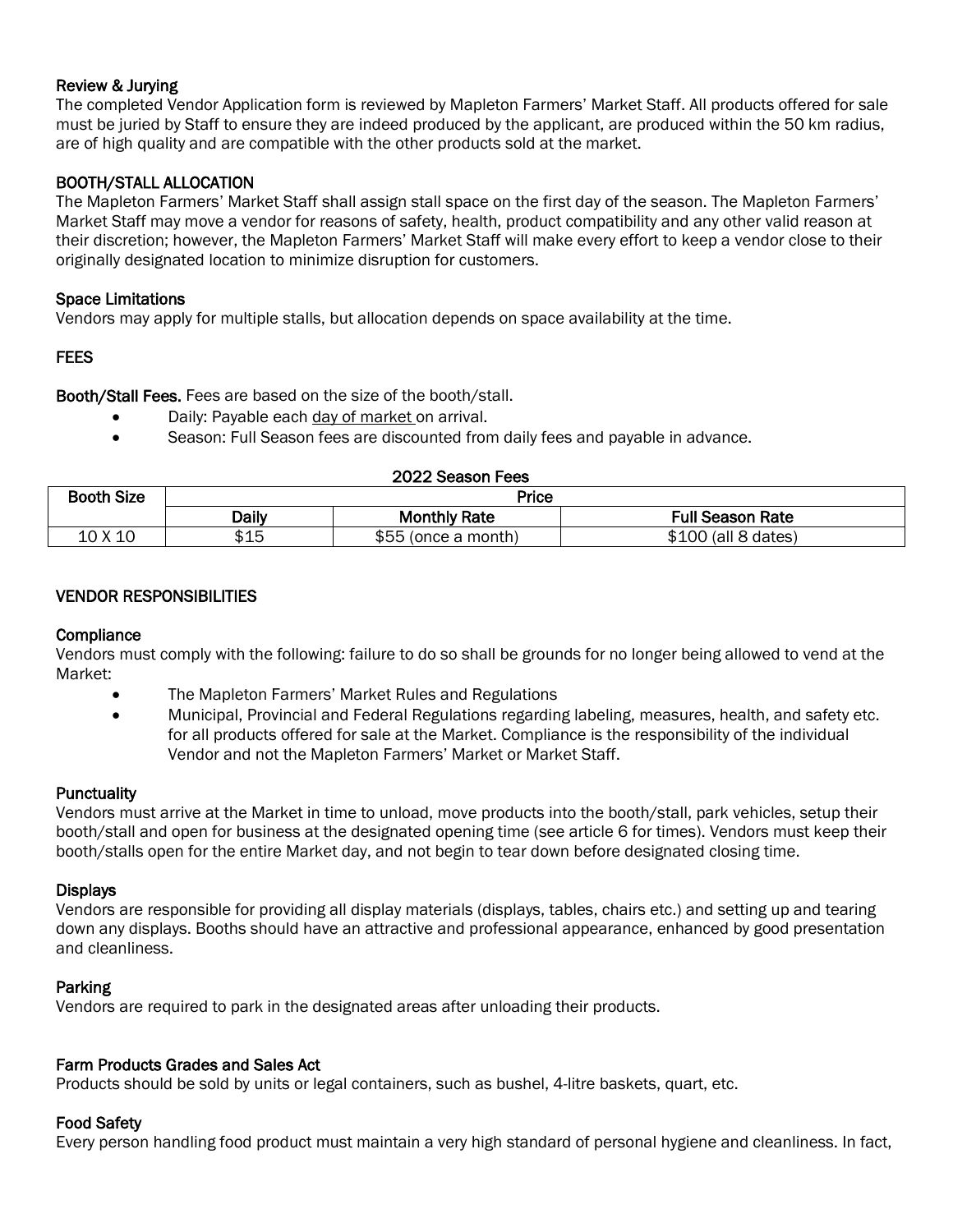### Review & Jurying

The completed Vendor Application form is reviewed by Mapleton Farmers' Market Staff. All products offered for sale must be juried by Staff to ensure they are indeed produced by the applicant, are produced within the 50 km radius, are of high quality and are compatible with the other products sold at the market.

### BOOTH/STALL ALLOCATION

The Mapleton Farmers' Market Staff shall assign stall space on the first day of the season. The Mapleton Farmers' Market Staff may move a vendor for reasons of safety, health, product compatibility and any other valid reason at their discretion; however, the Mapleton Farmers' Market Staff will make every effort to keep a vendor close to their originally designated location to minimize disruption for customers.

### Space Limitations

Vendors may apply for multiple stalls, but allocation depends on space availability at the time.

### FEES

**Booth/Stall Fees.** Fees are based on the size of the booth/stall.

- Daily: Payable each <u>day of market</u> on arrival.
- Season: Full Season fees are discounted from daily fees and payable in advance.

**2022 Season Fees**

| Booth Size | Price | | |
|---|---|---|---|
| | Daily | Monthly Rate | Full Season Rate |
| 10 X 10 | $15 | $55 (once a month) | $100 (all 8 dates) |

### VENDOR RESPONSIBILITIES

#### Compliance

Vendors must comply with the following: failure to do so shall be grounds for no longer being allowed to vend at the Market:

- The Mapleton Farmers' Market Rules and Regulations
- Municipal, Provincial and Federal Regulations regarding labeling, measures, health, and safety etc. for all products offered for sale at the Market. Compliance is the responsibility of the individual Vendor and not the Mapleton Farmers' Market or Market Staff.

#### Punctuality

Vendors must arrive at the Market in time to unload, move products into the booth/stall, park vehicles, setup their booth/stall and open for business at the designated opening time (see article 6 for times). Vendors must keep their booth/stalls open for the entire Market day, and not begin to tear down before designated closing time.

#### Displays

Vendors are responsible for providing all display materials (displays, tables, chairs etc.) and setting up and tearing down any displays. Booths should have an attractive and professional appearance, enhanced by good presentation and cleanliness.

#### Parking

Vendors are required to park in the designated areas after unloading their products.

#### Farm Products Grades and Sales Act

Products should be sold by units or legal containers, such as bushel, 4-litre baskets, quart, etc.

#### Food Safety

Every person handling food product must maintain a very high standard of personal hygiene and cleanliness. In fact,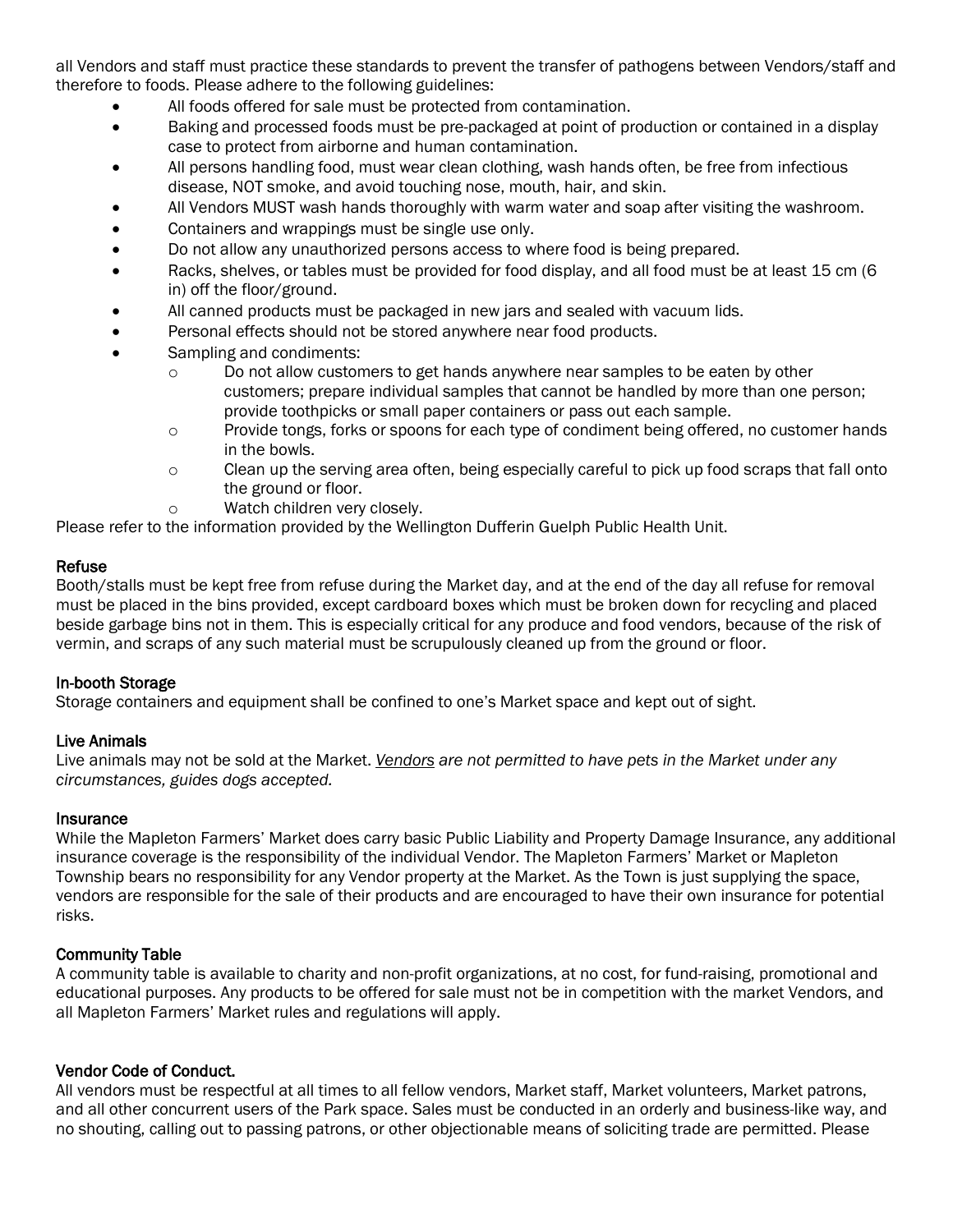all Vendors and staff must practice these standards to prevent the transfer of pathogens between Vendors/staff and therefore to foods. Please adhere to the following guidelines:

- All foods offered for sale must be protected from contamination.
- Baking and processed foods must be pre-packaged at point of production or contained in a display case to protect from airborne and human contamination.
- All persons handling food, must wear clean clothing, wash hands often, be free from infectious disease, NOT smoke, and avoid touching nose, mouth, hair, and skin.
- All Vendors MUST wash hands thoroughly with warm water and soap after visiting the washroom.
- Containers and wrappings must be single use only.
- Do not allow any unauthorized persons access to where food is being prepared.
- Racks, shelves, or tables must be provided for food display, and all food must be at least 15 cm (6 in) off the floor/ground.
- All canned products must be packaged in new jars and sealed with vacuum lids.
- Personal effects should not be stored anywhere near food products.
- Sampling and condiments:
  - Do not allow customers to get hands anywhere near samples to be eaten by other customers; prepare individual samples that cannot be handled by more than one person; provide toothpicks or small paper containers or pass out each sample.
  - Provide tongs, forks or spoons for each type of condiment being offered, no customer hands in the bowls.
  - Clean up the serving area often, being especially careful to pick up food scraps that fall onto the ground or floor.
  - Watch children very closely.

Please refer to the information provided by the Wellington Dufferin Guelph Public Health Unit.

### Refuse

Booth/stalls must be kept free from refuse during the Market day, and at the end of the day all refuse for removal must be placed in the bins provided, except cardboard boxes which must be broken down for recycling and placed beside garbage bins not in them. This is especially critical for any produce and food vendors, because of the risk of vermin, and scraps of any such material must be scrupulously cleaned up from the ground or floor.

### In-booth Storage

Storage containers and equipment shall be confined to one's Market space and kept out of sight.

### Live Animals

Live animals may not be sold at the Market. *Vendors are not permitted to have pets in the Market under any circumstances, guides dogs accepted.*

### Insurance

While the Mapleton Farmers' Market does carry basic Public Liability and Property Damage Insurance, any additional insurance coverage is the responsibility of the individual Vendor. The Mapleton Farmers' Market or Mapleton Township bears no responsibility for any Vendor property at the Market. As the Town is just supplying the space, vendors are responsible for the sale of their products and are encouraged to have their own insurance for potential risks.

### Community Table

A community table is available to charity and non-profit organizations, at no cost, for fund-raising, promotional and educational purposes. Any products to be offered for sale must not be in competition with the market Vendors, and all Mapleton Farmers' Market rules and regulations will apply.

### Vendor Code of Conduct.

All vendors must be respectful at all times to all fellow vendors, Market staff, Market volunteers, Market patrons, and all other concurrent users of the Park space. Sales must be conducted in an orderly and business-like way, and no shouting, calling out to passing patrons, or other objectionable means of soliciting trade are permitted. Please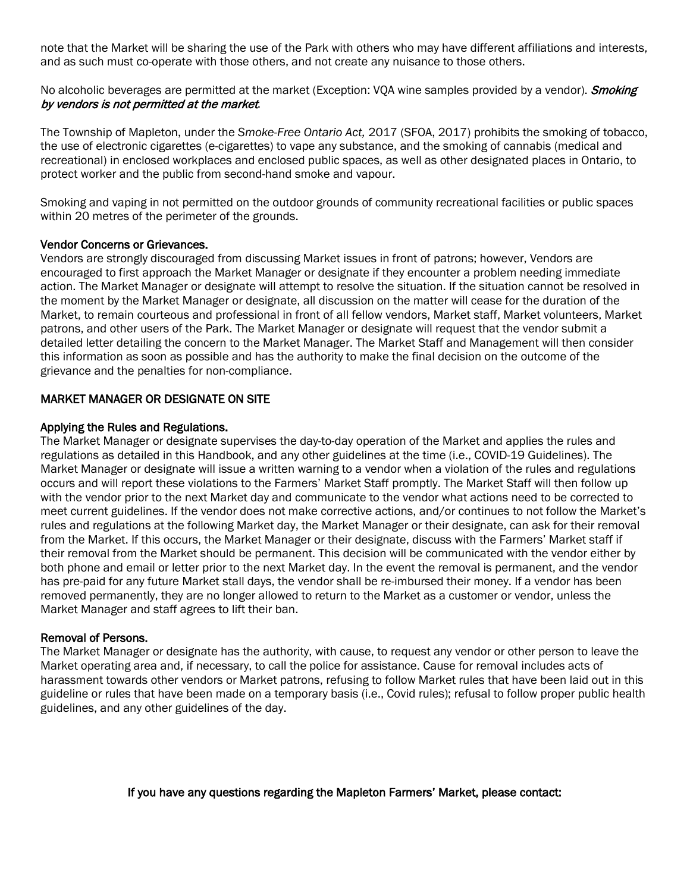note that the Market will be sharing the use of the Park with others who may have different affiliations and interests, and as such must co-operate with those others, and not create any nuisance to those others.

No alcoholic beverages are permitted at the market (Exception: VQA wine samples provided by a vendor). ***Smoking by vendors is not permitted at the market*.**

The Township of Mapleton, under the *Smoke-Free Ontario Act,* 2017 (SFOA, 2017) prohibits the smoking of tobacco, the use of electronic cigarettes (e-cigarettes) to vape any substance, and the smoking of cannabis (medical and recreational) in enclosed workplaces and enclosed public spaces, as well as other designated places in Ontario, to protect worker and the public from second-hand smoke and vapour.

Smoking and vaping in not permitted on the outdoor grounds of community recreational facilities or public spaces within 20 metres of the perimeter of the grounds.

### Vendor Concerns or Grievances.

Vendors are strongly discouraged from discussing Market issues in front of patrons; however, Vendors are encouraged to first approach the Market Manager or designate if they encounter a problem needing immediate action. The Market Manager or designate will attempt to resolve the situation. If the situation cannot be resolved in the moment by the Market Manager or designate, all discussion on the matter will cease for the duration of the Market, to remain courteous and professional in front of all fellow vendors, Market staff, Market volunteers, Market patrons, and other users of the Park. The Market Manager or designate will request that the vendor submit a detailed letter detailing the concern to the Market Manager. The Market Staff and Management will then consider this information as soon as possible and has the authority to make the final decision on the outcome of the grievance and the penalties for non-compliance.

## MARKET MANAGER OR DESIGNATE ON SITE

### Applying the Rules and Regulations.

The Market Manager or designate supervises the day-to-day operation of the Market and applies the rules and regulations as detailed in this Handbook, and any other guidelines at the time (i.e., COVID-19 Guidelines). The Market Manager or designate will issue a written warning to a vendor when a violation of the rules and regulations occurs and will report these violations to the Farmers' Market Staff promptly. The Market Staff will then follow up with the vendor prior to the next Market day and communicate to the vendor what actions need to be corrected to meet current guidelines. If the vendor does not make corrective actions, and/or continues to not follow the Market's rules and regulations at the following Market day, the Market Manager or their designate, can ask for their removal from the Market. If this occurs, the Market Manager or their designate, discuss with the Farmers' Market staff if their removal from the Market should be permanent. This decision will be communicated with the vendor either by both phone and email or letter prior to the next Market day. In the event the removal is permanent, and the vendor has pre-paid for any future Market stall days, the vendor shall be re-imbursed their money. If a vendor has been removed permanently, they are no longer allowed to return to the Market as a customer or vendor, unless the Market Manager and staff agrees to lift their ban.

### Removal of Persons.

The Market Manager or designate has the authority, with cause, to request any vendor or other person to leave the Market operating area and, if necessary, to call the police for assistance. Cause for removal includes acts of harassment towards other vendors or Market patrons, refusing to follow Market rules that have been laid out in this guideline or rules that have been made on a temporary basis (i.e., Covid rules); refusal to follow proper public health guidelines, and any other guidelines of the day.

If you have any questions regarding the Mapleton Farmers' Market, please contact: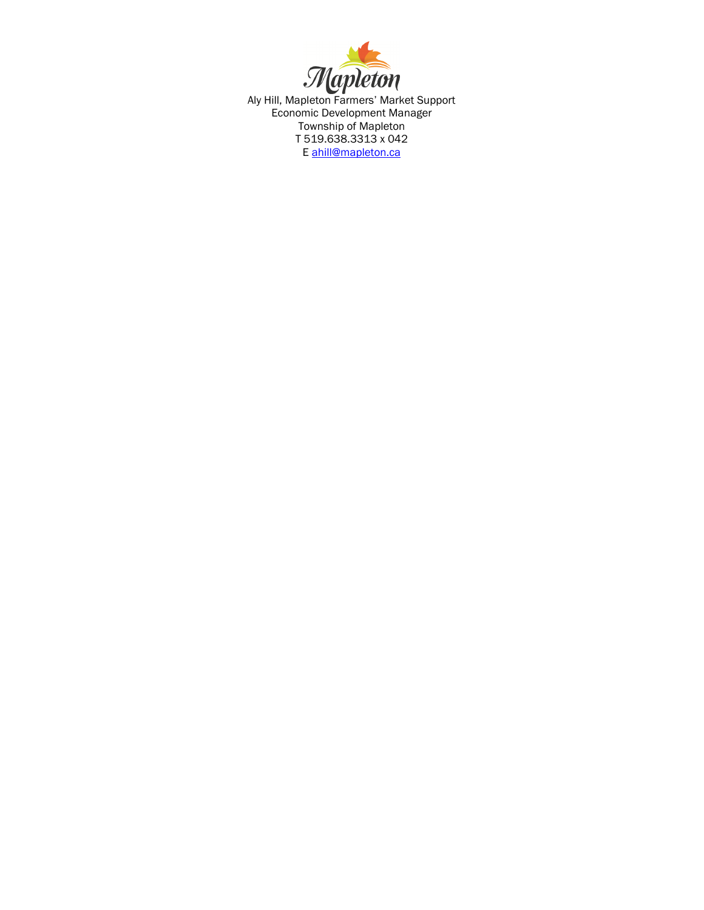Aly Hill, Mapleton Farmers' Market Support
Economic Development Manager
Township of Mapleton
T 519.638.3313 x 042
E ahill@mapleton.ca